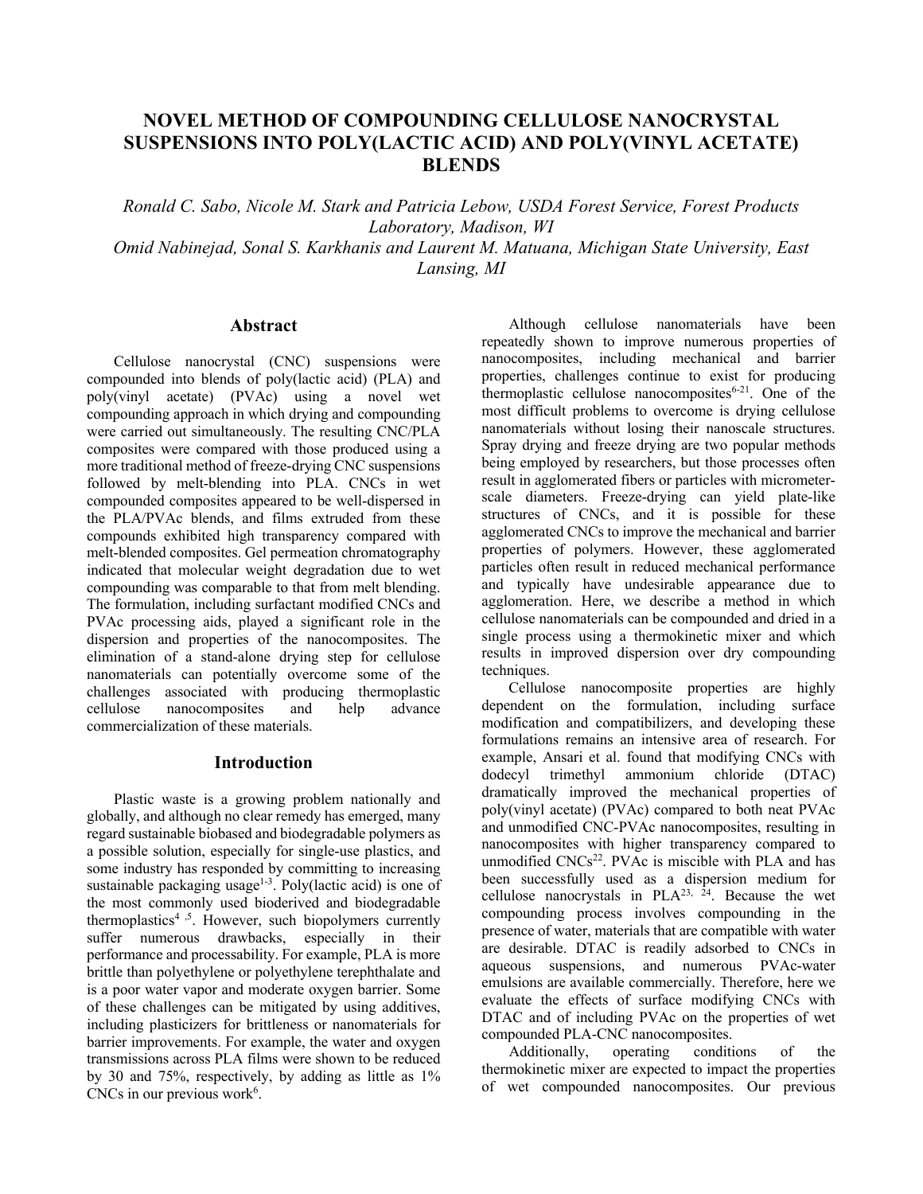# NOVEL METHOD OF COMPOUNDING CELLULOSE NANOCRYSTAL SUSPENSIONS INTO POLY(LACTIC ACID) AND POLY(VINYL ACETATE) BLENDS

*Ronald C. Sabo, Nicole M. Stark and Patricia Lebow, USDA Forest Service, Forest Products Laboratory, Madison, WI*
*Omid Nabinejad, Sonal S. Karkhanis and Laurent M. Matuana, Michigan State University, East Lansing, MI*

## Abstract

Cellulose nanocrystal (CNC) suspensions were compounded into blends of poly(lactic acid) (PLA) and poly(vinyl acetate) (PVAc) using a novel wet compounding approach in which drying and compounding were carried out simultaneously. The resulting CNC/PLA composites were compared with those produced using a more traditional method of freeze-drying CNC suspensions followed by melt-blending into PLA. CNCs in wet compounded composites appeared to be well-dispersed in the PLA/PVAc blends, and films extruded from these compounds exhibited high transparency compared with melt-blended composites. Gel permeation chromatography indicated that molecular weight degradation due to wet compounding was comparable to that from melt blending. The formulation, including surfactant modified CNCs and PVAc processing aids, played a significant role in the dispersion and properties of the nanocomposites. The elimination of a stand-alone drying step for cellulose nanomaterials can potentially overcome some of the challenges associated with producing thermoplastic cellulose nanocomposites and help advance commercialization of these materials.

## Introduction

Plastic waste is a growing problem nationally and globally, and although no clear remedy has emerged, many regard sustainable biobased and biodegradable polymers as a possible solution, especially for single-use plastics, and some industry has responded by committing to increasing sustainable packaging usage[1-3]. Poly(lactic acid) is one of the most commonly used bioderived and biodegradable thermoplastics[4,5]. However, such biopolymers currently suffer numerous drawbacks, especially in their performance and processability. For example, PLA is more brittle than polyethylene or polyethylene terephthalate and is a poor water vapor and moderate oxygen barrier. Some of these challenges can be mitigated by using additives, including plasticizers for brittleness or nanomaterials for barrier improvements. For example, the water and oxygen transmissions across PLA films were shown to be reduced by 30 and 75%, respectively, by adding as little as 1% CNCs in our previous work[6].

Although cellulose nanomaterials have been repeatedly shown to improve numerous properties of nanocomposites, including mechanical and barrier properties, challenges continue to exist for producing thermoplastic cellulose nanocomposites[6-21]. One of the most difficult problems to overcome is drying cellulose nanomaterials without losing their nanoscale structures. Spray drying and freeze drying are two popular methods being employed by researchers, but those processes often result in agglomerated fibers or particles with micrometer-scale diameters. Freeze-drying can yield plate-like structures of CNCs, and it is possible for these agglomerated CNCs to improve the mechanical and barrier properties of polymers. However, these agglomerated particles often result in reduced mechanical performance and typically have undesirable appearance due to agglomeration. Here, we describe a method in which cellulose nanomaterials can be compounded and dried in a single process using a thermokinetic mixer and which results in improved dispersion over dry compounding techniques.

Cellulose nanocomposite properties are highly dependent on the formulation, including surface modification and compatibilizers, and developing these formulations remains an intensive area of research. For example, Ansari et al. found that modifying CNCs with dodecyl trimethyl ammonium chloride (DTAC) dramatically improved the mechanical properties of poly(vinyl acetate) (PVAc) compared to both neat PVAc and unmodified CNC-PVAc nanocomposites, resulting in nanocomposites with higher transparency compared to unmodified CNCs[22]. PVAc is miscible with PLA and has been successfully used as a dispersion medium for cellulose nanocrystals in PLA[23,24]. Because the wet compounding process involves compounding in the presence of water, materials that are compatible with water are desirable. DTAC is readily adsorbed to CNCs in aqueous suspensions, and numerous PVAc-water emulsions are available commercially. Therefore, here we evaluate the effects of surface modifying CNCs with DTAC and of including PVAc on the properties of wet compounded PLA-CNC nanocomposites.

Additionally, operating conditions of the thermokinetic mixer are expected to impact the properties of wet compounded nanocomposites. Our previous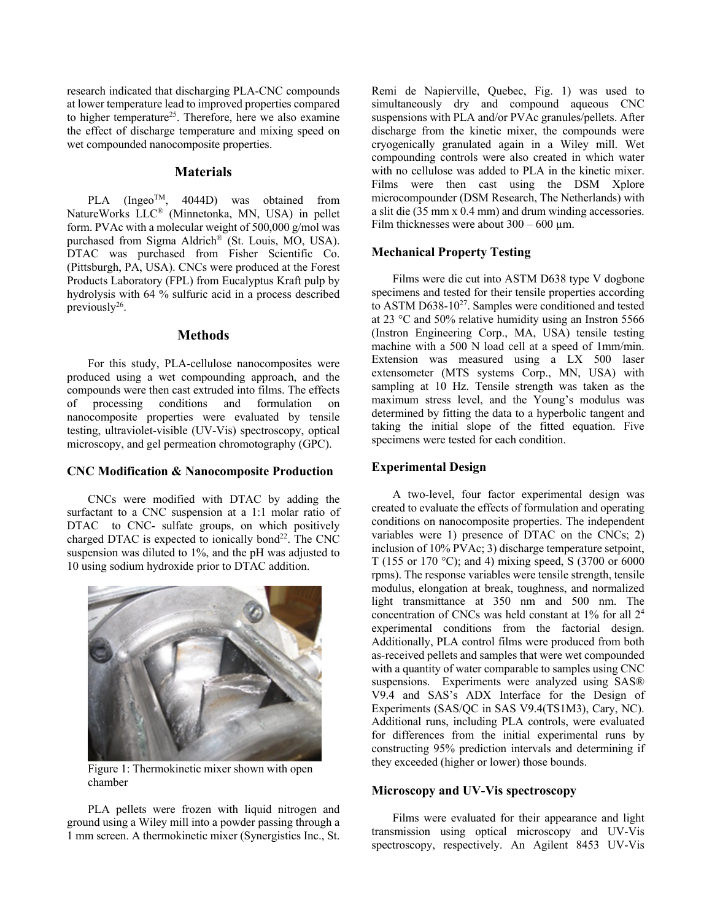research indicated that discharging PLA-CNC compounds at lower temperature lead to improved properties compared to higher temperature[25]. Therefore, here we also examine the effect of discharge temperature and mixing speed on wet compounded nanocomposite properties.

## Materials

PLA (Ingeo™, 4044D) was obtained from NatureWorks LLC® (Minnetonka, MN, USA) in pellet form. PVAc with a molecular weight of 500,000 g/mol was purchased from Sigma Aldrich® (St. Louis, MO, USA). DTAC was purchased from Fisher Scientific Co. (Pittsburgh, PA, USA). CNCs were produced at the Forest Products Laboratory (FPL) from Eucalyptus Kraft pulp by hydrolysis with 64 % sulfuric acid in a process described previously[26].

## Methods

For this study, PLA-cellulose nanocomposites were produced using a wet compounding approach, and the compounds were then cast extruded into films. The effects of processing conditions and formulation on nanocomposite properties were evaluated by tensile testing, ultraviolet-visible (UV-Vis) spectroscopy, optical microscopy, and gel permeation chomotography (GPC).

### CNC Modification & Nanocomposite Production

CNCs were modified with DTAC by adding the surfactant to a CNC suspension at a 1:1 molar ratio of DTAC to CNC- sulfate groups, on which positively charged DTAC is expected to ionically bond[22]. The CNC suspension was diluted to 1%, and the pH was adjusted to 10 using sodium hydroxide prior to DTAC addition.

Figure 1: Thermokinetic mixer shown with open chamber

PLA pellets were frozen with liquid nitrogen and ground using a Wiley mill into a powder passing through a 1 mm screen. A thermokinetic mixer (Synergistics Inc., St. Remi de Napierville, Quebec, Fig. 1) was used to simultaneously dry and compound aqueous CNC suspensions with PLA and/or PVAc granules/pellets. After discharge from the kinetic mixer, the compounds were cryogenically granulated again in a Wiley mill. Wet compounding controls were also created in which water with no cellulose was added to PLA in the kinetic mixer. Films were then cast using the DSM Xplore microcompounder (DSM Research, The Netherlands) with a slit die (35 mm x 0.4 mm) and drum winding accessories. Film thicknesses were about 300 – 600 µm.

### Mechanical Property Testing

Films were die cut into ASTM D638 type V dogbone specimens and tested for their tensile properties according to ASTM D638-10[27]. Samples were conditioned and tested at 23 °C and 50% relative humidity using an Instron 5566 (Instron Engineering Corp., MA, USA) tensile testing machine with a 500 N load cell at a speed of 1mm/min. Extension was measured using a LX 500 laser extensometer (MTS systems Corp., MN, USA) with sampling at 10 Hz. Tensile strength was taken as the maximum stress level, and the Young's modulus was determined by fitting the data to a hyperbolic tangent and taking the initial slope of the fitted equation. Five specimens were tested for each condition.

### Experimental Design

A two-level, four factor experimental design was created to evaluate the effects of formulation and operating conditions on nanocomposite properties. The independent variables were 1) presence of DTAC on the CNCs; 2) inclusion of 10% PVAc; 3) discharge temperature setpoint, T (155 or 170 °C); and 4) mixing speed, S (3700 or 6000 rpms). The response variables were tensile strength, tensile modulus, elongation at break, toughness, and normalized light transmittance at 350 nm and 500 nm. The concentration of CNCs was held constant at 1% for all $2^4$ experimental conditions from the factorial design. Additionally, PLA control films were produced from both as-received pellets and samples that were wet compounded with a quantity of water comparable to samples using CNC suspensions. Experiments were analyzed using SAS® V9.4 and SAS's ADX Interface for the Design of Experiments (SAS/QC in SAS V9.4(TS1M3), Cary, NC). Additional runs, including PLA controls, were evaluated for differences from the initial experimental runs by constructing 95% prediction intervals and determining if they exceeded (higher or lower) those bounds.

### Microscopy and UV-Vis spectroscopy

Films were evaluated for their appearance and light transmission using optical microscopy and UV-Vis spectroscopy, respectively. An Agilent 8453 UV-Vis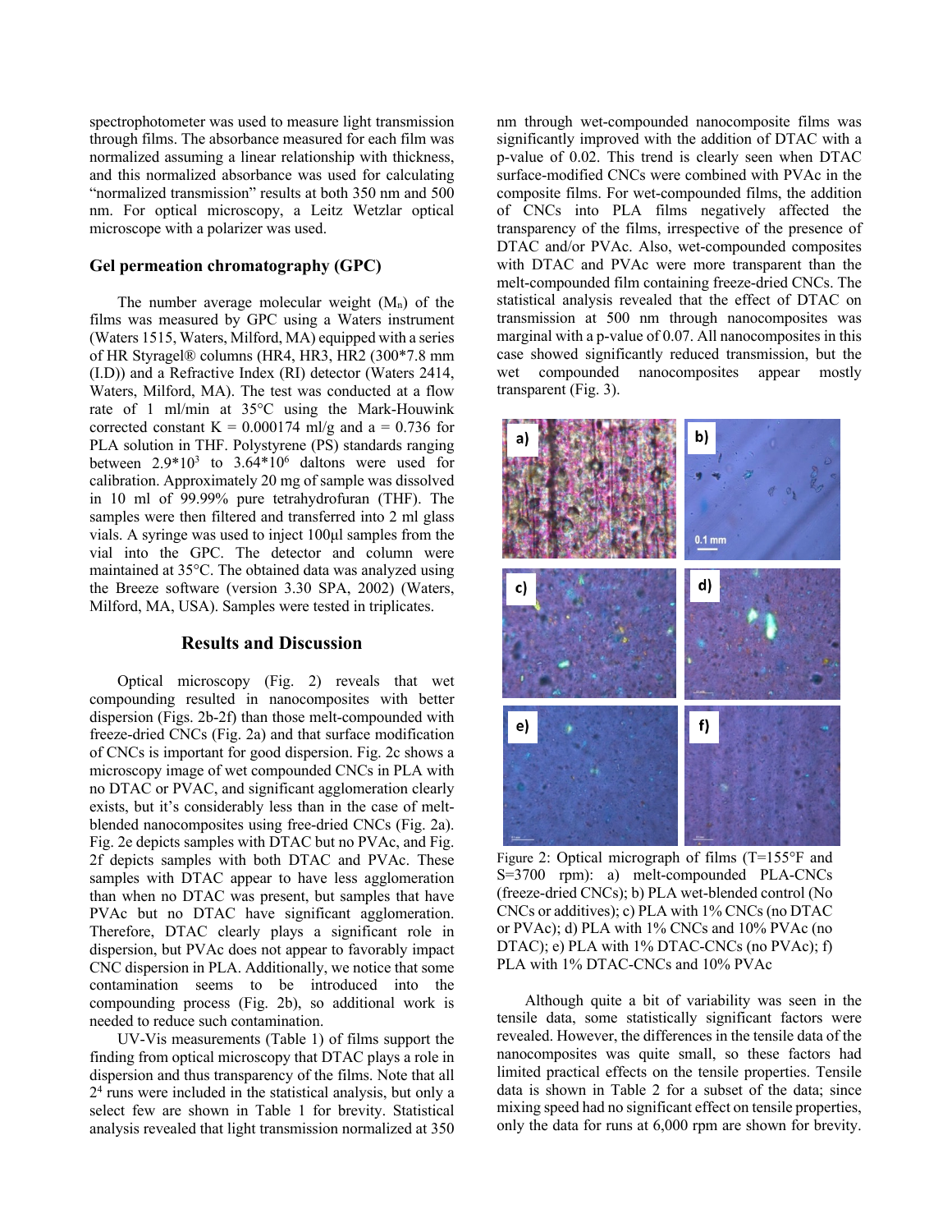spectrophotometer was used to measure light transmission through films. The absorbance measured for each film was normalized assuming a linear relationship with thickness, and this normalized absorbance was used for calculating "normalized transmission" results at both 350 nm and 500 nm. For optical microscopy, a Leitz Wetzlar optical microscope with a polarizer was used.

### Gel permeation chromatography (GPC)

The number average molecular weight ($M_n$) of the films was measured by GPC using a Waters instrument (Waters 1515, Waters, Milford, MA) equipped with a series of HR Styragel® columns (HR4, HR3, HR2 (300*7.8 mm (I.D)) and a Refractive Index (RI) detector (Waters 2414, Waters, Milford, MA). The test was conducted at a flow rate of 1 ml/min at 35°C using the Mark-Houwink corrected constant K = 0.000174 ml/g and a = 0.736 for PLA solution in THF. Polystyrene (PS) standards ranging between $2.9*10^3$ to $3.64*10^6$ daltons were used for calibration. Approximately 20 mg of sample was dissolved in 10 ml of 99.99% pure tetrahydrofuran (THF). The samples were then filtered and transferred into 2 ml glass vials. A syringe was used to inject 100µl samples from the vial into the GPC. The detector and column were maintained at 35°C. The obtained data was analyzed using the Breeze software (version 3.30 SPA, 2002) (Waters, Milford, MA, USA). Samples were tested in triplicates.

## Results and Discussion

Optical microscopy (Fig. 2) reveals that wet compounding resulted in nanocomposites with better dispersion (Figs. 2b-2f) than those melt-compounded with freeze-dried CNCs (Fig. 2a) and that surface modification of CNCs is important for good dispersion. Fig. 2c shows a microscopy image of wet compounded CNCs in PLA with no DTAC or PVAC, and significant agglomeration clearly exists, but it's considerably less than in the case of melt-blended nanocomposites using free-dried CNCs (Fig. 2a). Fig. 2e depicts samples with DTAC but no PVAc, and Fig. 2f depicts samples with both DTAC and PVAc. These samples with DTAC appear to have less agglomeration than when no DTAC was present, but samples that have PVAc but no DTAC have significant agglomeration. Therefore, DTAC clearly plays a significant role in dispersion, but PVAc does not appear to favorably impact CNC dispersion in PLA. Additionally, we notice that some contamination seems to be introduced into the compounding process (Fig. 2b), so additional work is needed to reduce such contamination.

UV-Vis measurements (Table 1) of films support the finding from optical microscopy that DTAC plays a role in dispersion and thus transparency of the films. Note that all $2^4$ runs were included in the statistical analysis, but only a select few are shown in Table 1 for brevity. Statistical analysis revealed that light transmission normalized at 350 nm through wet-compounded nanocomposite films was significantly improved with the addition of DTAC with a p-value of 0.02. This trend is clearly seen when DTAC surface-modified CNCs were combined with PVAc in the composite films. For wet-compounded films, the addition of CNCs into PLA films negatively affected the transparency of the films, irrespective of the presence of DTAC and/or PVAc. Also, wet-compounded composites with DTAC and PVAc were more transparent than the melt-compounded film containing freeze-dried CNCs. The statistical analysis revealed that the effect of DTAC on transmission at 500 nm through nanocomposites was marginal with a p-value of 0.07. All nanocomposites in this case showed significantly reduced transmission, but the wet compounded nanocomposites appear mostly transparent (Fig. 3).

Figure 2: Optical micrograph of films (T=155°F and S=3700 rpm): a) melt-compounded PLA-CNCs (freeze-dried CNCs); b) PLA wet-blended control (No CNCs or additives); c) PLA with 1% CNCs (no DTAC or PVAc); d) PLA with 1% CNCs and 10% PVAc (no DTAC); e) PLA with 1% DTAC-CNCs (no PVAc); f) PLA with 1% DTAC-CNCs and 10% PVAc

Although quite a bit of variability was seen in the tensile data, some statistically significant factors were revealed. However, the differences in the tensile data of the nanocomposites was quite small, so these factors had limited practical effects on the tensile properties. Tensile data is shown in Table 2 for a subset of the data; since mixing speed had no significant effect on tensile properties, only the data for runs at 6,000 rpm are shown for brevity.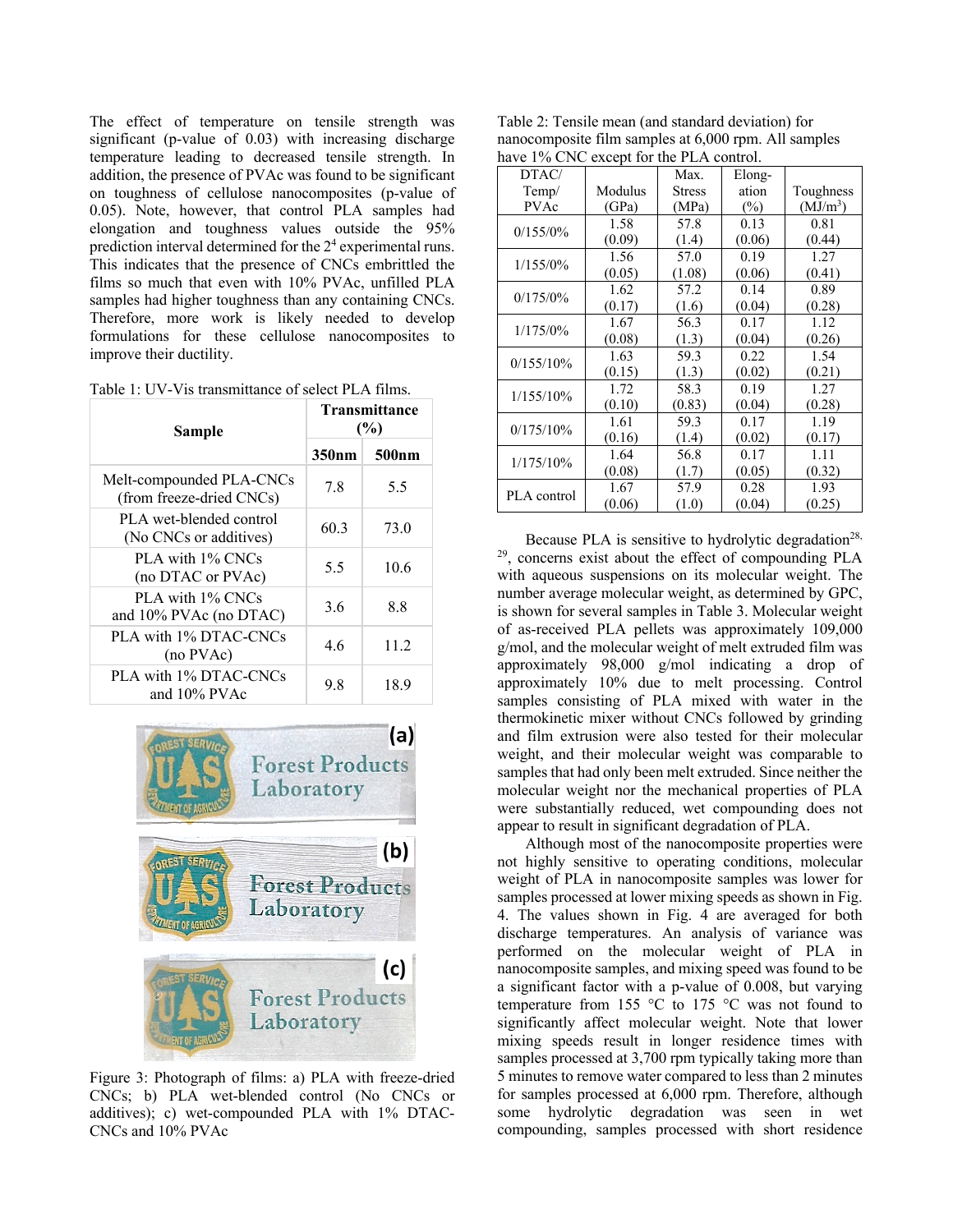The effect of temperature on tensile strength was significant (p-value of 0.03) with increasing discharge temperature leading to decreased tensile strength. In addition, the presence of PVAc was found to be significant on toughness of cellulose nanocomposites (p-value of 0.05). Note, however, that control PLA samples had elongation and toughness values outside the 95% prediction interval determined for the $2^4$ experimental runs. This indicates that the presence of CNCs embrittled the films so much that even with 10% PVAc, unfilled PLA samples had higher toughness than any containing CNCs. Therefore, more work is likely needed to develop formulations for these cellulose nanocomposites to improve their ductility.

Table 1: UV-Vis transmittance of select PLA films.

| Sample | Transmittance (%) | |
|---|---|---|
| | 350nm | 500nm |
| Melt-compounded PLA-CNCs (from freeze-dried CNCs) | 7.8 | 5.5 |
| PLA wet-blended control (No CNCs or additives) | 60.3 | 73.0 |
| PLA with 1% CNCs (no DTAC or PVAc) | 5.5 | 10.6 |
| PLA with 1% CNCs and 10% PVAc (no DTAC) | 3.6 | 8.8 |
| PLA with 1% DTAC-CNCs (no PVAc) | 4.6 | 11.2 |
| PLA with 1% DTAC-CNCs and 10% PVAc | 9.8 | 18.9 |

Figure 3: Photograph of films: a) PLA with freeze-dried CNCs; b) PLA wet-blended control (No CNCs or additives); c) wet-compounded PLA with 1% DTAC-CNCs and 10% PVAc

Table 2: Tensile mean (and standard deviation) for nanocomposite film samples at 6,000 rpm. All samples have 1% CNC except for the PLA control.

| DTAC/ Temp/ PVAc | Modulus (GPa) | Max. Stress (MPa) | Elong-ation (%) | Toughness ($MJ/m^3$) |
|---|---|---|---|---|
| 0/155/0% | 1.58 (0.09) | 57.8 (1.4) | 0.13 (0.06) | 0.81 (0.44) |
| 1/155/0% | 1.56 (0.05) | 57.0 (1.08) | 0.19 (0.06) | 1.27 (0.41) |
| 0/175/0% | 1.62 (0.17) | 57.2 (1.6) | 0.14 (0.04) | 0.89 (0.28) |
| 1/175/0% | 1.67 (0.08) | 56.3 (1.3) | 0.17 (0.04) | 1.12 (0.26) |
| 0/155/10% | 1.63 (0.15) | 59.3 (1.3) | 0.22 (0.02) | 1.54 (0.21) |
| 1/155/10% | 1.72 (0.10) | 58.3 (0.83) | 0.19 (0.04) | 1.27 (0.28) |
| 0/175/10% | 1.61 (0.16) | 59.3 (1.4) | 0.17 (0.02) | 1.19 (0.17) |
| 1/175/10% | 1.64 (0.08) | 56.8 (1.7) | 0.17 (0.05) | 1.11 (0.32) |
| PLA control | 1.67 (0.06) | 57.9 (1.0) | 0.28 (0.04) | 1.93 (0.25) |

Because PLA is sensitive to hydrolytic degradation[28, 29], concerns exist about the effect of compounding PLA with aqueous suspensions on its molecular weight. The number average molecular weight, as determined by GPC, is shown for several samples in Table 3. Molecular weight of as-received PLA pellets was approximately 109,000 g/mol, and the molecular weight of melt extruded film was approximately 98,000 g/mol indicating a drop of approximately 10% due to melt processing. Control samples consisting of PLA mixed with water in the thermokinetic mixer without CNCs followed by grinding and film extrusion were also tested for their molecular weight, and their molecular weight was comparable to samples that had only been melt extruded. Since neither the molecular weight nor the mechanical properties of PLA were substantially reduced, wet compounding does not appear to result in significant degradation of PLA.

Although most of the nanocomposite properties were not highly sensitive to operating conditions, molecular weight of PLA in nanocomposite samples was lower for samples processed at lower mixing speeds as shown in Fig. 4. The values shown in Fig. 4 are averaged for both discharge temperatures. An analysis of variance was performed on the molecular weight of PLA in nanocomposite samples, and mixing speed was found to be a significant factor with a p-value of 0.008, but varying temperature from 155 °C to 175 °C was not found to significantly affect molecular weight. Note that lower mixing speeds result in longer residence times with samples processed at 3,700 rpm typically taking more than 5 minutes to remove water compared to less than 2 minutes for samples processed at 6,000 rpm. Therefore, although some hydrolytic degradation was seen in wet compounding, samples processed with short residence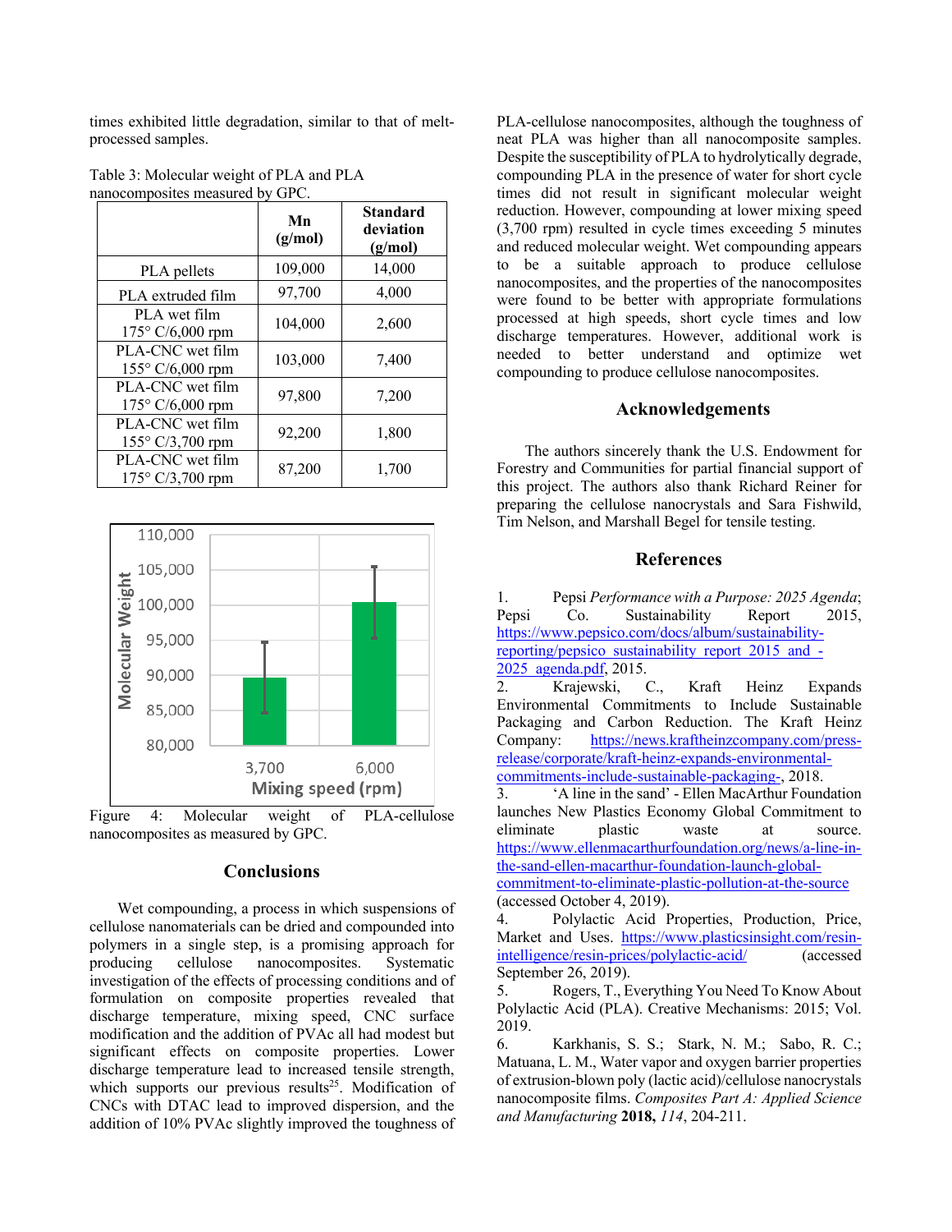times exhibited little degradation, similar to that of melt-processed samples.

Table 3: Molecular weight of PLA and PLA nanocomposites measured by GPC.

| | Mn (g/mol) | Standard deviation (g/mol) |
|---|---|---|
| PLA pellets | 109,000 | 14,000 |
| PLA extruded film | 97,700 | 4,000 |
| PLA wet film 175° C/6,000 rpm | 104,000 | 2,600 |
| PLA-CNC wet film 155° C/6,000 rpm | 103,000 | 7,400 |
| PLA-CNC wet film 175° C/6,000 rpm | 97,800 | 7,200 |
| PLA-CNC wet film 155° C/3,700 rpm | 92,200 | 1,800 |
| PLA-CNC wet film 175° C/3,700 rpm | 87,200 | 1,700 |

Figure 4: Molecular weight of PLA-cellulose nanocomposites as measured by GPC.

## Conclusions

Wet compounding, a process in which suspensions of cellulose nanomaterials can be dried and compounded into polymers in a single step, is a promising approach for producing cellulose nanocomposites. Systematic investigation of the effects of processing conditions and of formulation on composite properties revealed that discharge temperature, mixing speed, CNC surface modification and the addition of PVAc all had modest but significant effects on composite properties. Lower discharge temperature lead to increased tensile strength, which supports our previous results[25]. Modification of CNCs with DTAC lead to improved dispersion, and the addition of 10% PVAc slightly improved the toughness of PLA-cellulose nanocomposites, although the toughness of neat PLA was higher than all nanocomposite samples. Despite the susceptibility of PLA to hydrolytically degrade, compounding PLA in the presence of water for short cycle times did not result in significant molecular weight reduction. However, compounding at lower mixing speed (3,700 rpm) resulted in cycle times exceeding 5 minutes and reduced molecular weight. Wet compounding appears to be a suitable approach to produce cellulose nanocomposites, and the properties of the nanocomposites were found to be better with appropriate formulations processed at high speeds, short cycle times and low discharge temperatures. However, additional work is needed to better understand and optimize wet compounding to produce cellulose nanocomposites.

## Acknowledgements

The authors sincerely thank the U.S. Endowment for Forestry and Communities for partial financial support of this project. The authors also thank Richard Reiner for preparing the cellulose nanocrystals and Sara Fishwild, Tim Nelson, and Marshall Begel for tensile testing.

## References

1. Pepsi *Performance with a Purpose: 2025 Agenda*; Pepsi Co. Sustainability Report 2015, https://www.pepsico.com/docs/album/sustainability-reporting/pepsico_sustainability_report_2015_and_-2025_agenda.pdf, 2015.
2. Krajewski, C., Kraft Heinz Expands Environmental Commitments to Include Sustainable Packaging and Carbon Reduction. The Kraft Heinz Company: https://news.kraftheinzcompany.com/press-release/corporate/kraft-heinz-expands-environmental-commitments-include-sustainable-packaging-, 2018.
3. 'A line in the sand' - Ellen MacArthur Foundation launches New Plastics Economy Global Commitment to eliminate plastic waste at source. https://www.ellenmacarthurfoundation.org/news/a-line-in-the-sand-ellen-macarthur-foundation-launch-global-commitment-to-eliminate-plastic-pollution-at-the-source (accessed October 4, 2019).
4. Polylactic Acid Properties, Production, Price, Market and Uses. https://www.plasticsinsight.com/resin-intelligence/resin-prices/polylactic-acid/ (accessed September 26, 2019).
5. Rogers, T., Everything You Need To Know About Polylactic Acid (PLA). Creative Mechanisms: 2015; Vol. 2019.
6. Karkhanis, S. S.; Stark, N. M.; Sabo, R. C.; Matuana, L. M., Water vapor and oxygen barrier properties of extrusion-blown poly (lactic acid)/cellulose nanocrystals nanocomposite films. *Composites Part A: Applied Science and Manufacturing* **2018,** *114*, 204-211.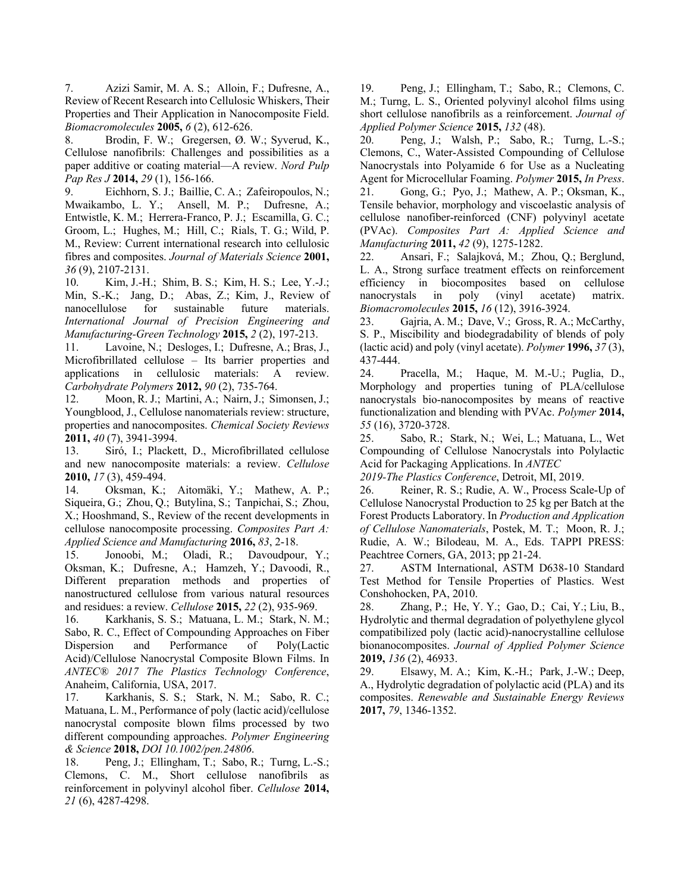7. Azizi Samir, M. A. S.; Alloin, F.; Dufresne, A., Review of Recent Research into Cellulosic Whiskers, Their Properties and Their Application in Nanocomposite Field. *Biomacromolecules* **2005,** *6* (2), 612-626.

8. Brodin, F. W.; Gregersen, Ø. W.; Syverud, K., Cellulose nanofibrils: Challenges and possibilities as a paper additive or coating material—A review. *Nord Pulp Pap Res J* **2014,** *29* (1), 156-166.

9. Eichhorn, S. J.; Baillie, C. A.; Zafeiropoulos, N.; Mwaikambo, L. Y.; Ansell, M. P.; Dufresne, A.; Entwistle, K. M.; Herrera-Franco, P. J.; Escamilla, G. C.; Groom, L.; Hughes, M.; Hill, C.; Rials, T. G.; Wild, P. M., Review: Current international research into cellulosic fibres and composites. *Journal of Materials Science* **2001,** *36* (9), 2107-2131.

10. Kim, J.-H.; Shim, B. S.; Kim, H. S.; Lee, Y.-J.; Min, S.-K.; Jang, D.; Abas, Z.; Kim, J., Review of nanocellulose for sustainable future materials. *International Journal of Precision Engineering and Manufacturing-Green Technology* **2015,** *2* (2), 197-213.

11. Lavoine, N.; Desloges, I.; Dufresne, A.; Bras, J., Microfibrillated cellulose – Its barrier properties and applications in cellulosic materials: A review. *Carbohydrate Polymers* **2012,** *90* (2), 735-764.

12. Moon, R. J.; Martini, A.; Nairn, J.; Simonsen, J.; Youngblood, J., Cellulose nanomaterials review: structure, properties and nanocomposites. *Chemical Society Reviews* **2011,** *40* (7), 3941-3994.

13. Siró, I.; Plackett, D., Microfibrillated cellulose and new nanocomposite materials: a review. *Cellulose* **2010,** *17* (3), 459-494.

14. Oksman, K.; Aitomäki, Y.; Mathew, A. P.; Siqueira, G.; Zhou, Q.; Butylina, S.; Tanpichai, S.; Zhou, X.; Hooshmand, S., Review of the recent developments in cellulose nanocomposite processing. *Composites Part A: Applied Science and Manufacturing* **2016,** *83*, 2-18.

15. Jonoobi, M.; Oladi, R.; Davoudpour, Y.; Oksman, K.; Dufresne, A.; Hamzeh, Y.; Davoodi, R., Different preparation methods and properties of nanostructured cellulose from various natural resources and residues: a review. *Cellulose* **2015,** *22* (2), 935-969.

16. Karkhanis, S. S.; Matuana, L. M.; Stark, N. M.; Sabo, R. C., Effect of Compounding Approaches on Fiber Dispersion and Performance of Poly(Lactic Acid)/Cellulose Nanocrystal Composite Blown Films. In *ANTEC® 2017 The Plastics Technology Conference*, Anaheim, California, USA, 2017.

17. Karkhanis, S. S.; Stark, N. M.; Sabo, R. C.; Matuana, L. M., Performance of poly (lactic acid)/cellulose nanocrystal composite blown films processed by two different compounding approaches. *Polymer Engineering & Science* **2018,** *DOI 10.1002/pen.24806*.

18. Peng, J.; Ellingham, T.; Sabo, R.; Turng, L.-S.; Clemons, C. M., Short cellulose nanofibrils as reinforcement in polyvinyl alcohol fiber. *Cellulose* **2014,** *21* (6), 4287-4298.

19. Peng, J.; Ellingham, T.; Sabo, R.; Clemons, C. M.; Turng, L. S., Oriented polyvinyl alcohol films using short cellulose nanofibrils as a reinforcement. *Journal of Applied Polymer Science* **2015,** *132* (48).

20. Peng, J.; Walsh, P.; Sabo, R.; Turng, L.-S.; Clemons, C., Water-Assisted Compounding of Cellulose Nanocrystals into Polyamide 6 for Use as a Nucleating Agent for Microcellular Foaming. *Polymer* **2015,** *In Press*.

21. Gong, G.; Pyo, J.; Mathew, A. P.; Oksman, K., Tensile behavior, morphology and viscoelastic analysis of cellulose nanofiber-reinforced (CNF) polyvinyl acetate (PVAc). *Composites Part A: Applied Science and Manufacturing* **2011,** *42* (9), 1275-1282.

22. Ansari, F.; Salajková, M.; Zhou, Q.; Berglund, L. A., Strong surface treatment effects on reinforcement efficiency in biocomposites based on cellulose nanocrystals in poly (vinyl acetate) matrix. *Biomacromolecules* **2015,** *16* (12), 3916-3924.

23. Gajria, A. M.; Dave, V.; Gross, R. A.; McCarthy, S. P., Miscibility and biodegradability of blends of poly (lactic acid) and poly (vinyl acetate). *Polymer* **1996,** *37* (3), 437-444.

24. Pracella, M.; Haque, M. M.-U.; Puglia, D., Morphology and properties tuning of PLA/cellulose nanocrystals bio-nanocomposites by means of reactive functionalization and blending with PVAc. *Polymer* **2014,** *55* (16), 3720-3728.

25. Sabo, R.; Stark, N.; Wei, L.; Matuana, L., Wet Compounding of Cellulose Nanocrystals into Polylactic Acid for Packaging Applications. In *ANTEC 2019-The Plastics Conference*, Detroit, MI, 2019.

26. Reiner, R. S.; Rudie, A. W., Process Scale-Up of Cellulose Nanocrystal Production to 25 kg per Batch at the Forest Products Laboratory. In *Production and Application of Cellulose Nanomaterials*, Postek, M. T.; Moon, R. J.; Rudie, A. W.; Bilodeau, M. A., Eds. TAPPI PRESS: Peachtree Corners, GA, 2013; pp 21-24.

27. ASTM International, ASTM D638-10 Standard Test Method for Tensile Properties of Plastics. West Conshohocken, PA, 2010.

28. Zhang, P.; He, Y. Y.; Gao, D.; Cai, Y.; Liu, B., Hydrolytic and thermal degradation of polyethylene glycol compatibilized poly (lactic acid)-nanocrystalline cellulose bionanocomposites. *Journal of Applied Polymer Science* **2019,** *136* (2), 46933.

29. Elsawy, M. A.; Kim, K.-H.; Park, J.-W.; Deep, A., Hydrolytic degradation of polylactic acid (PLA) and its composites. *Renewable and Sustainable Energy Reviews* **2017,** *79*, 1346-1352.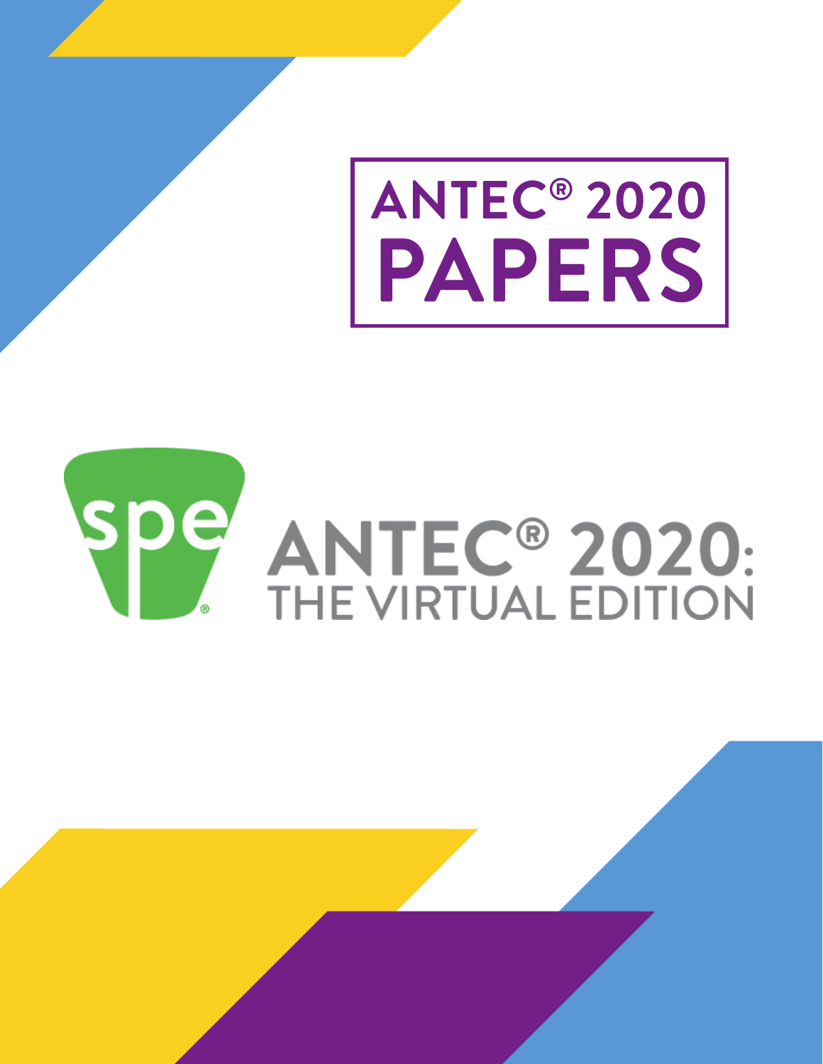# ANTEC® 2020 PAPERS

spe®

ANTEC® 2020:
THE VIRTUAL EDITION